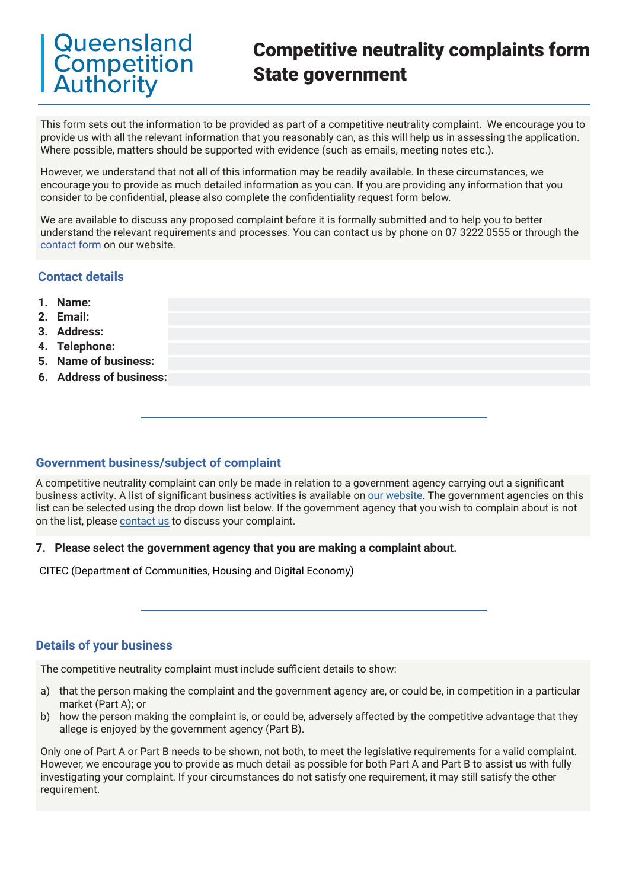Queensland Competition Authority

# Competitive neutrality complaints form State government

This form sets out the information to be provided as part of a competitive neutrality complaint. We encourage you to provide us with all the relevant information that you reasonably can, as this will help us in assessing the application. Where possible, matters should be supported with evidence (such as emails, meeting notes etc.).

However, we understand that not all of this information may be readily available. In these circumstances, we encourage you to provide as much detailed information as you can. If you are providing any information that you consider to be confidential, please also complete the confidentiality request form below.

We are available to discuss any proposed complaint before it is formally submitted and to help you to better understand the relevant requirements and processes. You can contact us by phone on 07 3222 0555 or through the contact form on our website.

## Contact details

1. **Name:**
2. **Email:**
3. **Address:**
4. **Telephone:**
5. **Name of business:**
6. **Address of business:**

## Government business/subject of complaint

A competitive neutrality complaint can only be made in relation to a government agency carrying out a significant business activity. A list of significant business activities is available on our website. The government agencies on this list can be selected using the drop down list below. If the government agency that you wish to complain about is not on the list, please contact us to discuss your complaint.

7. **Please select the government agency that you are making a complaint about.**

CITEC (Department of Communities, Housing and Digital Economy)

## Details of your business

The competitive neutrality complaint must include sufficient details to show:

a) that the person making the complaint and the government agency are, or could be, in competition in a particular market (Part A); or
b) how the person making the complaint is, or could be, adversely affected by the competitive advantage that they allege is enjoyed by the government agency (Part B).

Only one of Part A or Part B needs to be shown, not both, to meet the legislative requirements for a valid complaint. However, we encourage you to provide as much detail as possible for both Part A and Part B to assist us with fully investigating your complaint. If your circumstances do not satisfy one requirement, it may still satisfy the other requirement.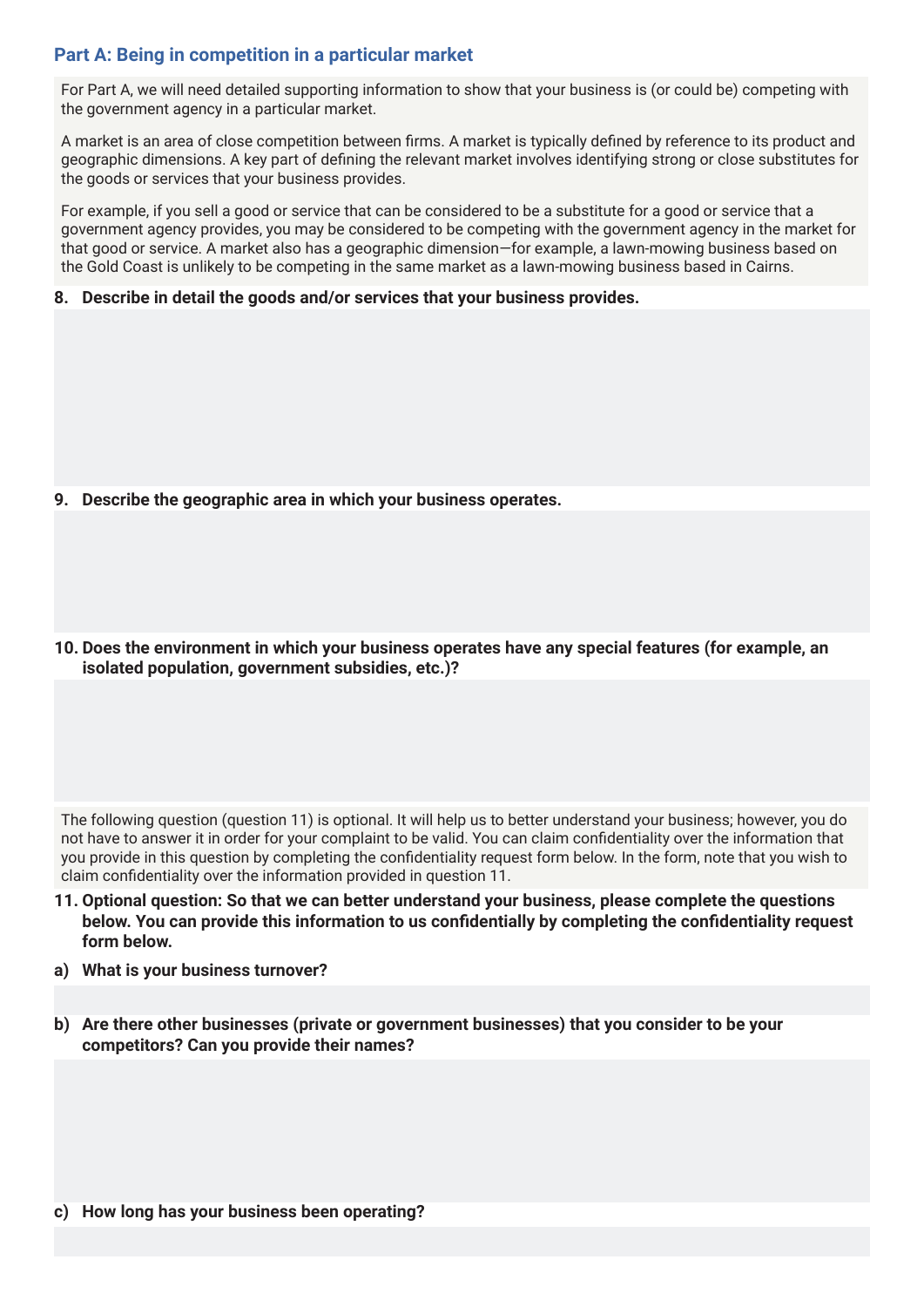## Part A: Being in competition in a particular market

For Part A, we will need detailed supporting information to show that your business is (or could be) competing with the government agency in a particular market.

A market is an area of close competition between firms. A market is typically defined by reference to its product and geographic dimensions. A key part of defining the relevant market involves identifying strong or close substitutes for the goods or services that your business provides.

For example, if you sell a good or service that can be considered to be a substitute for a good or service that a government agency provides, you may be considered to be competing with the government agency in the market for that good or service. A market also has a geographic dimension—for example, a lawn-mowing business based on the Gold Coast is unlikely to be competing in the same market as a lawn-mowing business based in Cairns.

**8. Describe in detail the goods and/or services that your business provides.**

**9. Describe the geographic area in which your business operates.**

**10. Does the environment in which your business operates have any special features (for example, an isolated population, government subsidies, etc.)?**

The following question (question 11) is optional. It will help us to better understand your business; however, you do not have to answer it in order for your complaint to be valid. You can claim confidentiality over the information that you provide in this question by completing the confidentiality request form below. In the form, note that you wish to claim confidentiality over the information provided in question 11.

**11. Optional question: So that we can better understand your business, please complete the questions below. You can provide this information to us confidentially by completing the confidentiality request form below.**

**a) What is your business turnover?**

**b) Are there other businesses (private or government businesses) that you consider to be your competitors? Can you provide their names?**

**c) How long has your business been operating?**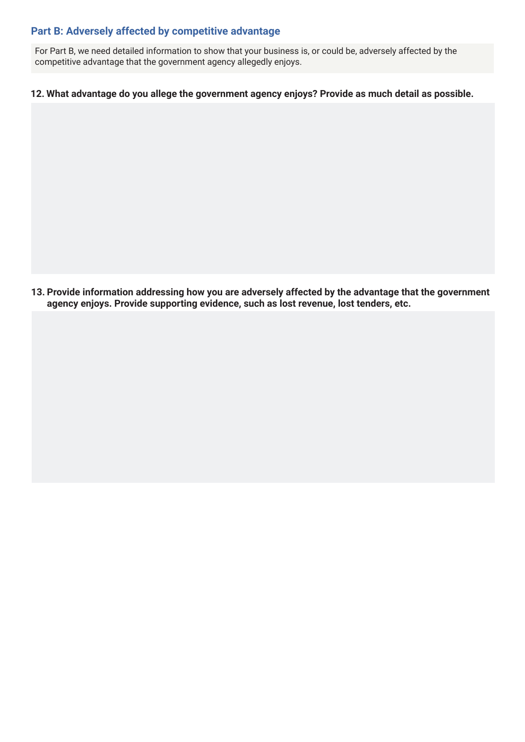## Part B: Adversely affected by competitive advantage

For Part B, we need detailed information to show that your business is, or could be, adversely affected by the competitive advantage that the government agency allegedly enjoys.

**12. What advantage do you allege the government agency enjoys? Provide as much detail as possible.**

**13. Provide information addressing how you are adversely affected by the advantage that the government agency enjoys. Provide supporting evidence, such as lost revenue, lost tenders, etc.**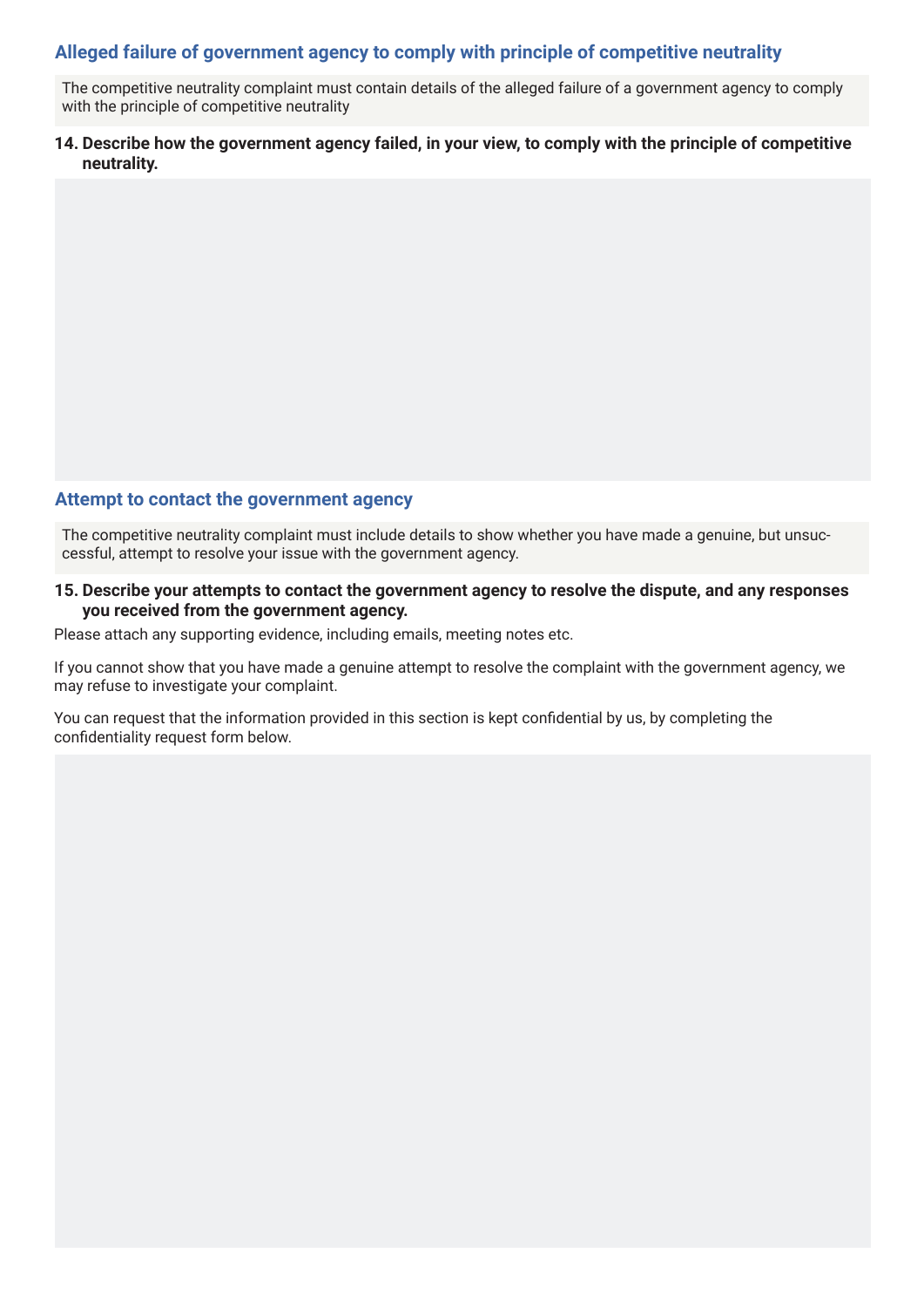## Alleged failure of government agency to comply with principle of competitive neutrality

The competitive neutrality complaint must contain details of the alleged failure of a government agency to comply with the principle of competitive neutrality

**14. Describe how the government agency failed, in your view, to comply with the principle of competitive neutrality.**

## Attempt to contact the government agency

The competitive neutrality complaint must include details to show whether you have made a genuine, but unsuccessful, attempt to resolve your issue with the government agency.

**15. Describe your attempts to contact the government agency to resolve the dispute, and any responses you received from the government agency.**

Please attach any supporting evidence, including emails, meeting notes etc.

If you cannot show that you have made a genuine attempt to resolve the complaint with the government agency, we may refuse to investigate your complaint.

You can request that the information provided in this section is kept confidential by us, by completing the confidentiality request form below.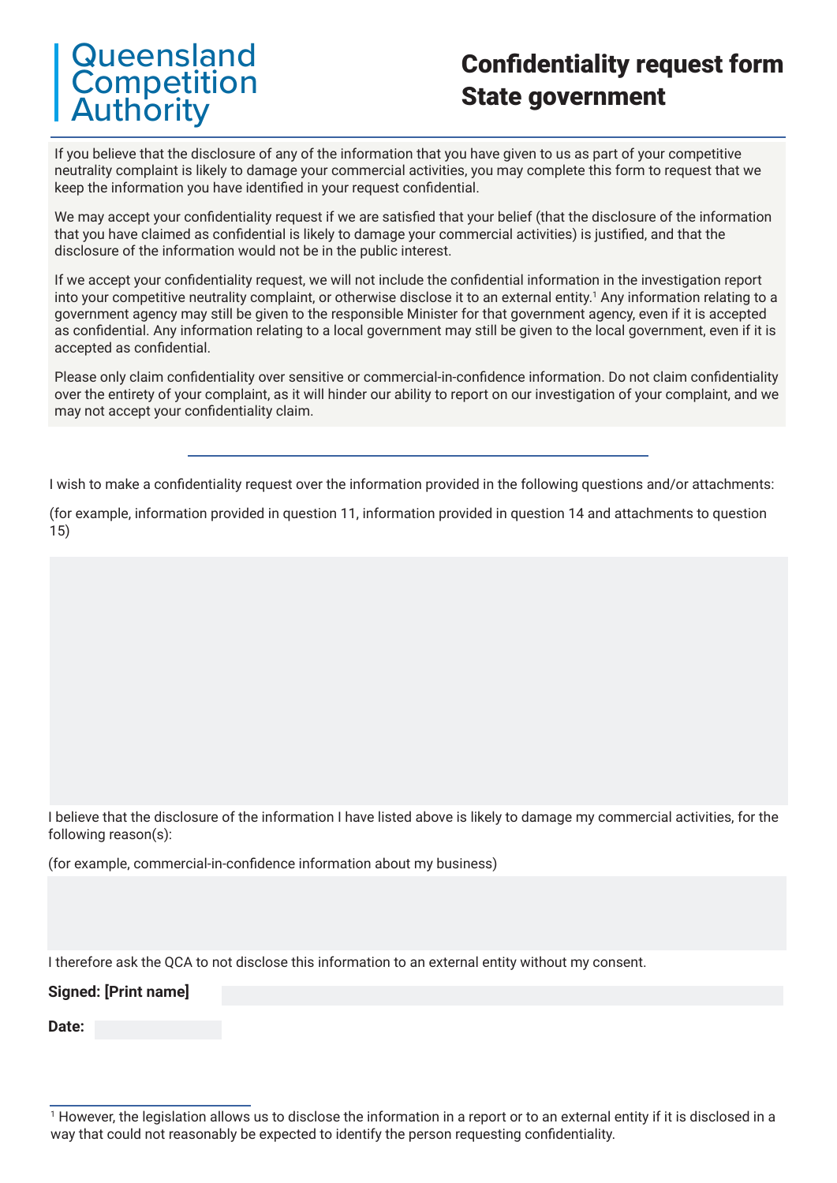Queensland Competition Authority

# Confidentiality request form State government

If you believe that the disclosure of any of the information that you have given to us as part of your competitive neutrality complaint is likely to damage your commercial activities, you may complete this form to request that we keep the information you have identified in your request confidential.

We may accept your confidentiality request if we are satisfied that your belief (that the disclosure of the information that you have claimed as confidential is likely to damage your commercial activities) is justified, and that the disclosure of the information would not be in the public interest.

If we accept your confidentiality request, we will not include the confidential information in the investigation report into your competitive neutrality complaint, or otherwise disclose it to an external entity.[1] Any information relating to a government agency may still be given to the responsible Minister for that government agency, even if it is accepted as confidential. Any information relating to a local government may still be given to the local government, even if it is accepted as confidential.

Please only claim confidentiality over sensitive or commercial-in-confidence information. Do not claim confidentiality over the entirety of your complaint, as it will hinder our ability to report on our investigation of your complaint, and we may not accept your confidentiality claim.

---

I wish to make a confidentiality request over the information provided in the following questions and/or attachments:

(for example, information provided in question 11, information provided in question 14 and attachments to question 15)

I believe that the disclosure of the information I have listed above is likely to damage my commercial activities, for the following reason(s):

(for example, commercial-in-confidence information about my business)

I therefore ask the QCA to not disclose this information to an external entity without my consent.

**Signed: [Print name]**

**Date:**

---

[1] However, the legislation allows us to disclose the information in a report or to an external entity if it is disclosed in a way that could not reasonably be expected to identify the person requesting confidentiality.